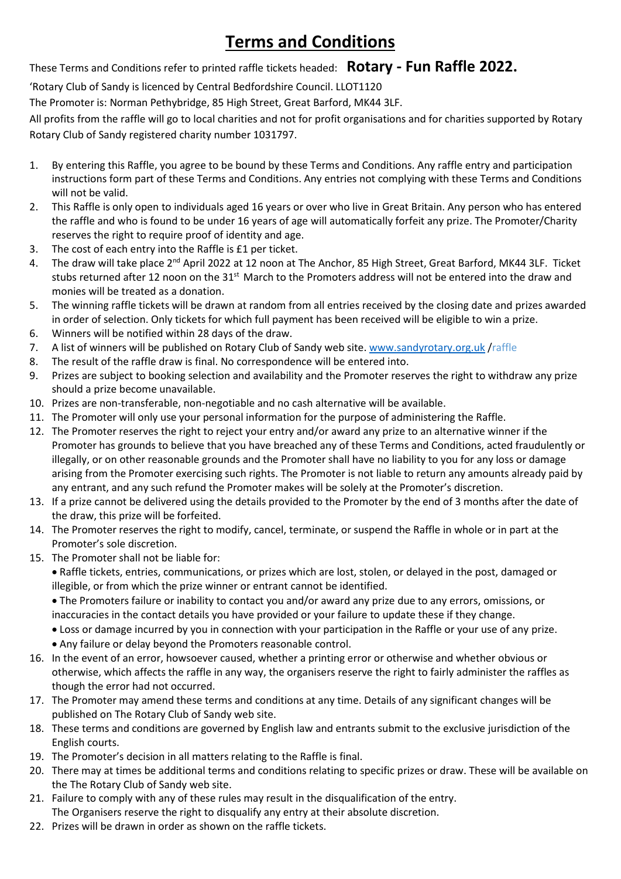# Terms and Conditions

These Terms and Conditions refer to printed raffle tickets headed: **Rotary - Fun Raffle 2022.**

'Rotary Club of Sandy is licenced by Central Bedfordshire Council. LLOT1120

The Promoter is: Norman Pethybridge, 85 High Street, Great Barford, MK44 3LF.

All profits from the raffle will go to local charities and not for profit organisations and for charities supported by Rotary Rotary Club of Sandy registered charity number 1031797.

1. By entering this Raffle, you agree to be bound by these Terms and Conditions. Any raffle entry and participation instructions form part of these Terms and Conditions. Any entries not complying with these Terms and Conditions will not be valid.
2. This Raffle is only open to individuals aged 16 years or over who live in Great Britain. Any person who has entered the raffle and who is found to be under 16 years of age will automatically forfeit any prize. The Promoter/Charity reserves the right to require proof of identity and age.
3. The cost of each entry into the Raffle is £1 per ticket.
4. The draw will take place 2nd April 2022 at 12 noon at The Anchor, 85 High Street, Great Barford, MK44 3LF. Ticket stubs returned after 12 noon on the 31st March to the Promoters address will not be entered into the draw and monies will be treated as a donation.
5. The winning raffle tickets will be drawn at random from all entries received by the closing date and prizes awarded in order of selection. Only tickets for which full payment has been received will be eligible to win a prize.
6. Winners will be notified within 28 days of the draw.
7. A list of winners will be published on Rotary Club of Sandy web site. www.sandyrotary.org.uk /raffle
8. The result of the raffle draw is final. No correspondence will be entered into.
9. Prizes are subject to booking selection and availability and the Promoter reserves the right to withdraw any prize should a prize become unavailable.
10. Prizes are non-transferable, non-negotiable and no cash alternative will be available.
11. The Promoter will only use your personal information for the purpose of administering the Raffle.
12. The Promoter reserves the right to reject your entry and/or award any prize to an alternative winner if the Promoter has grounds to believe that you have breached any of these Terms and Conditions, acted fraudulently or illegally, or on other reasonable grounds and the Promoter shall have no liability to you for any loss or damage arising from the Promoter exercising such rights. The Promoter is not liable to return any amounts already paid by any entrant, and any such refund the Promoter makes will be solely at the Promoter's discretion.
13. If a prize cannot be delivered using the details provided to the Promoter by the end of 3 months after the date of the draw, this prize will be forfeited.
14. The Promoter reserves the right to modify, cancel, terminate, or suspend the Raffle in whole or in part at the Promoter's sole discretion.
15. The Promoter shall not be liable for:
    - Raffle tickets, entries, communications, or prizes which are lost, stolen, or delayed in the post, damaged or illegible, or from which the prize winner or entrant cannot be identified.
    - The Promoters failure or inability to contact you and/or award any prize due to any errors, omissions, or inaccuracies in the contact details you have provided or your failure to update these if they change.
    - Loss or damage incurred by you in connection with your participation in the Raffle or your use of any prize.
    - Any failure or delay beyond the Promoters reasonable control.
16. In the event of an error, howsoever caused, whether a printing error or otherwise and whether obvious or otherwise, which affects the raffle in any way, the organisers reserve the right to fairly administer the raffles as though the error had not occurred.
17. The Promoter may amend these terms and conditions at any time. Details of any significant changes will be published on The Rotary Club of Sandy web site.
18. These terms and conditions are governed by English law and entrants submit to the exclusive jurisdiction of the English courts.
19. The Promoter's decision in all matters relating to the Raffle is final.
20. There may at times be additional terms and conditions relating to specific prizes or draw. These will be available on the The Rotary Club of Sandy web site.
21. Failure to comply with any of these rules may result in the disqualification of the entry. The Organisers reserve the right to disqualify any entry at their absolute discretion.
22. Prizes will be drawn in order as shown on the raffle tickets.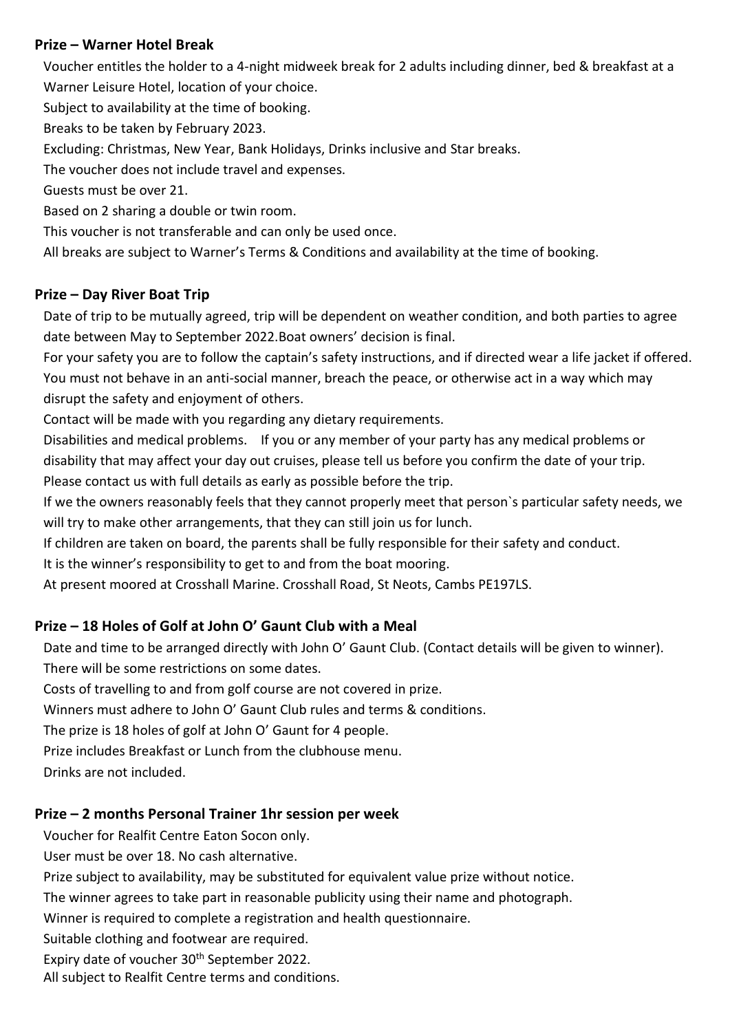### Prize – Warner Hotel Break

Voucher entitles the holder to a 4-night midweek break for 2 adults including dinner, bed & breakfast at a Warner Leisure Hotel, location of your choice.

Subject to availability at the time of booking.

Breaks to be taken by February 2023.

Excluding: Christmas, New Year, Bank Holidays, Drinks inclusive and Star breaks.

The voucher does not include travel and expenses.

Guests must be over 21.

Based on 2 sharing a double or twin room.

This voucher is not transferable and can only be used once.

All breaks are subject to Warner's Terms & Conditions and availability at the time of booking.

### Prize – Day River Boat Trip

Date of trip to be mutually agreed, trip will be dependent on weather condition, and both parties to agree date between May to September 2022.Boat owners' decision is final.

For your safety you are to follow the captain's safety instructions, and if directed wear a life jacket if offered.

You must not behave in an anti-social manner, breach the peace, or otherwise act in a way which may disrupt the safety and enjoyment of others.

Contact will be made with you regarding any dietary requirements.

Disabilities and medical problems. If you or any member of your party has any medical problems or disability that may affect your day out cruises, please tell us before you confirm the date of your trip.

Please contact us with full details as early as possible before the trip.

If we the owners reasonably feels that they cannot properly meet that person`s particular safety needs, we will try to make other arrangements, that they can still join us for lunch.

If children are taken on board, the parents shall be fully responsible for their safety and conduct.

It is the winner's responsibility to get to and from the boat mooring.

At present moored at Crosshall Marine. Crosshall Road, St Neots, Cambs PE197LS.

### Prize – 18 Holes of Golf at John O' Gaunt Club with a Meal

Date and time to be arranged directly with John O' Gaunt Club. (Contact details will be given to winner).

There will be some restrictions on some dates.

Costs of travelling to and from golf course are not covered in prize.

Winners must adhere to John O' Gaunt Club rules and terms & conditions.

The prize is 18 holes of golf at John O' Gaunt for 4 people.

Prize includes Breakfast or Lunch from the clubhouse menu.

Drinks are not included.

### Prize – 2 months Personal Trainer 1hr session per week

Voucher for Realfit Centre Eaton Socon only.

User must be over 18. No cash alternative.

Prize subject to availability, may be substituted for equivalent value prize without notice.

The winner agrees to take part in reasonable publicity using their name and photograph.

Winner is required to complete a registration and health questionnaire.

Suitable clothing and footwear are required.

Expiry date of voucher 30th September 2022.

All subject to Realfit Centre terms and conditions.